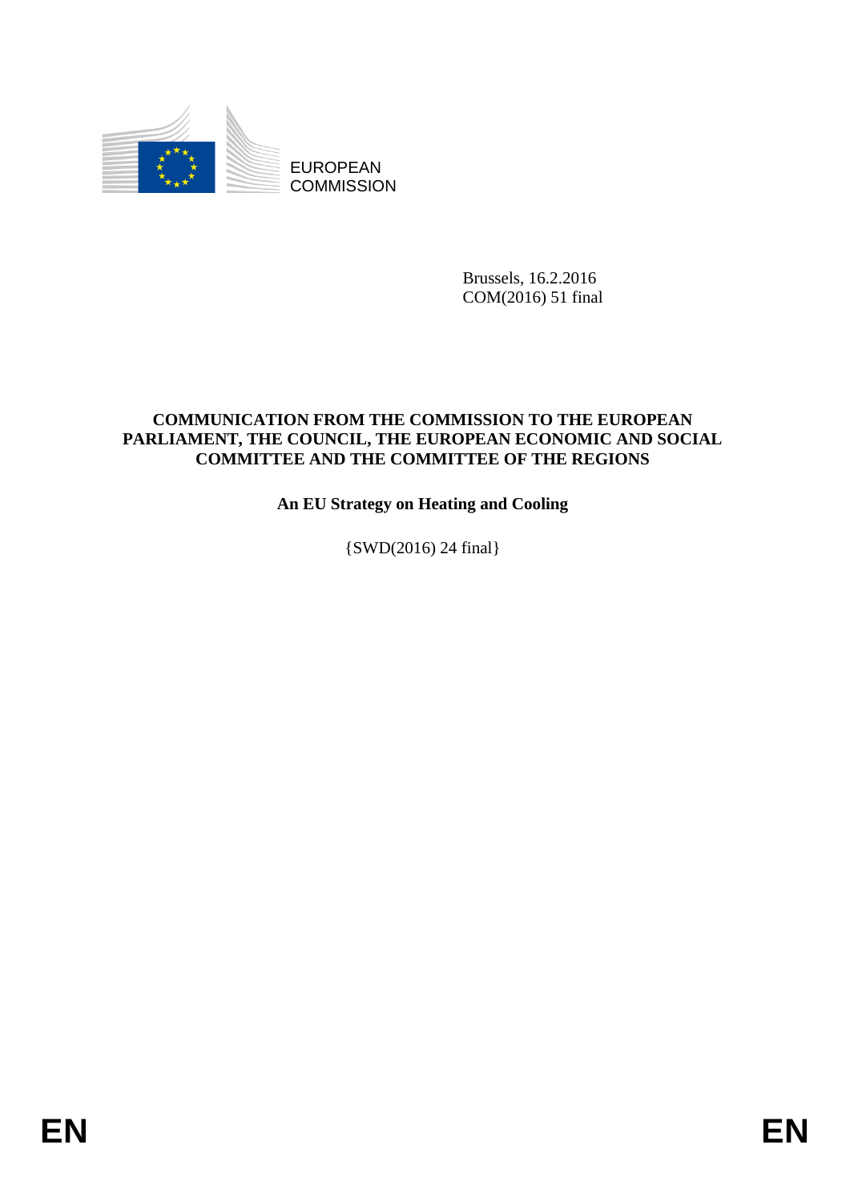EUROPEAN
COMMISSION

Brussels, 16.2.2016
COM(2016) 51 final

**COMMUNICATION FROM THE COMMISSION TO THE EUROPEAN PARLIAMENT, THE COUNCIL, THE EUROPEAN ECONOMIC AND SOCIAL COMMITTEE AND THE COMMITTEE OF THE REGIONS**

**An EU Strategy on Heating and Cooling**

{SWD(2016) 24 final}

EN EN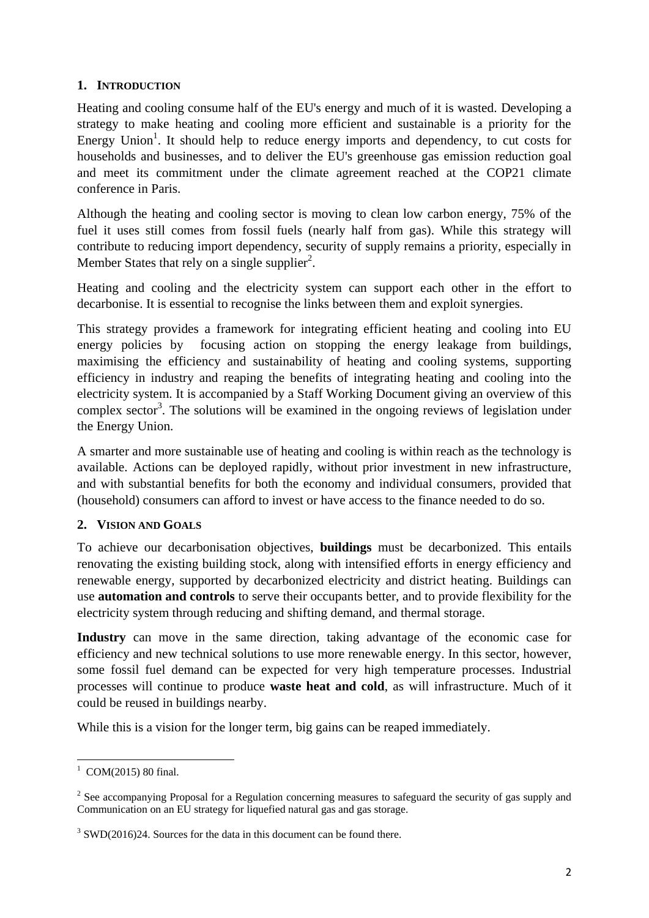## 1. INTRODUCTION

Heating and cooling consume half of the EU's energy and much of it is wasted. Developing a strategy to make heating and cooling more efficient and sustainable is a priority for the Energy Union[1]. It should help to reduce energy imports and dependency, to cut costs for households and businesses, and to deliver the EU's greenhouse gas emission reduction goal and meet its commitment under the climate agreement reached at the COP21 climate conference in Paris.

Although the heating and cooling sector is moving to clean low carbon energy, 75% of the fuel it uses still comes from fossil fuels (nearly half from gas). While this strategy will contribute to reducing import dependency, security of supply remains a priority, especially in Member States that rely on a single supplier[2].

Heating and cooling and the electricity system can support each other in the effort to decarbonise. It is essential to recognise the links between them and exploit synergies.

This strategy provides a framework for integrating efficient heating and cooling into EU energy policies by focusing action on stopping the energy leakage from buildings, maximising the efficiency and sustainability of heating and cooling systems, supporting efficiency in industry and reaping the benefits of integrating heating and cooling into the electricity system. It is accompanied by a Staff Working Document giving an overview of this complex sector[3]. The solutions will be examined in the ongoing reviews of legislation under the Energy Union.

A smarter and more sustainable use of heating and cooling is within reach as the technology is available. Actions can be deployed rapidly, without prior investment in new infrastructure, and with substantial benefits for both the economy and individual consumers, provided that (household) consumers can afford to invest or have access to the finance needed to do so.

## 2. VISION AND GOALS

To achieve our decarbonisation objectives, **buildings** must be decarbonized. This entails renovating the existing building stock, along with intensified efforts in energy efficiency and renewable energy, supported by decarbonized electricity and district heating. Buildings can use **automation and controls** to serve their occupants better, and to provide flexibility for the electricity system through reducing and shifting demand, and thermal storage.

**Industry** can move in the same direction, taking advantage of the economic case for efficiency and new technical solutions to use more renewable energy. In this sector, however, some fossil fuel demand can be expected for very high temperature processes. Industrial processes will continue to produce **waste heat and cold**, as will infrastructure. Much of it could be reused in buildings nearby.

While this is a vision for the longer term, big gains can be reaped immediately.

---

[1] COM(2015) 80 final.

[2] See accompanying Proposal for a Regulation concerning measures to safeguard the security of gas supply and Communication on an EU strategy for liquefied natural gas and gas storage.

[3] SWD(2016)24. Sources for the data in this document can be found there.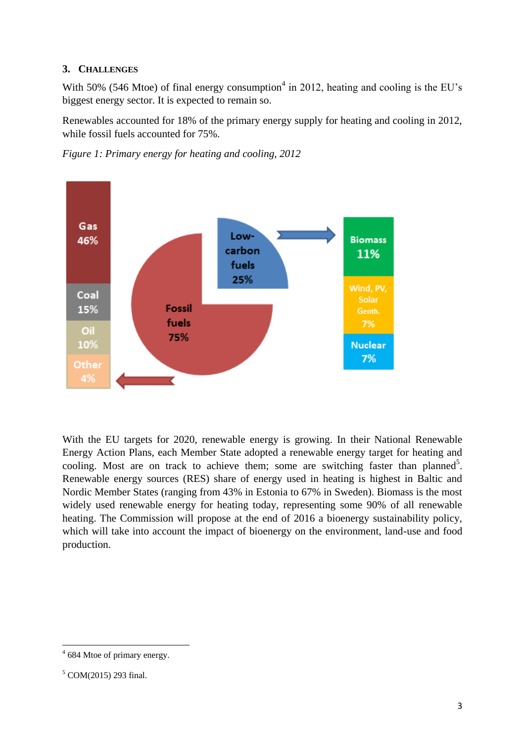## 3. CHALLENGES

With 50% (546 Mtoe) of final energy consumption[4] in 2012, heating and cooling is the EU's biggest energy sector. It is expected to remain so.

Renewables accounted for 18% of the primary energy supply for heating and cooling in 2012, while fossil fuels accounted for 75%.

*Figure 1: Primary energy for heating and cooling, 2012*

With the EU targets for 2020, renewable energy is growing. In their National Renewable Energy Action Plans, each Member State adopted a renewable energy target for heating and cooling. Most are on track to achieve them; some are switching faster than planned[5]. Renewable energy sources (RES) share of energy used in heating is highest in Baltic and Nordic Member States (ranging from 43% in Estonia to 67% in Sweden). Biomass is the most widely used renewable energy for heating today, representing some 90% of all renewable heating. The Commission will propose at the end of 2016 a bioenergy sustainability policy, which will take into account the impact of bioenergy on the environment, land-use and food production.

---

[4] 684 Mtoe of primary energy.

[5] COM(2015) 293 final.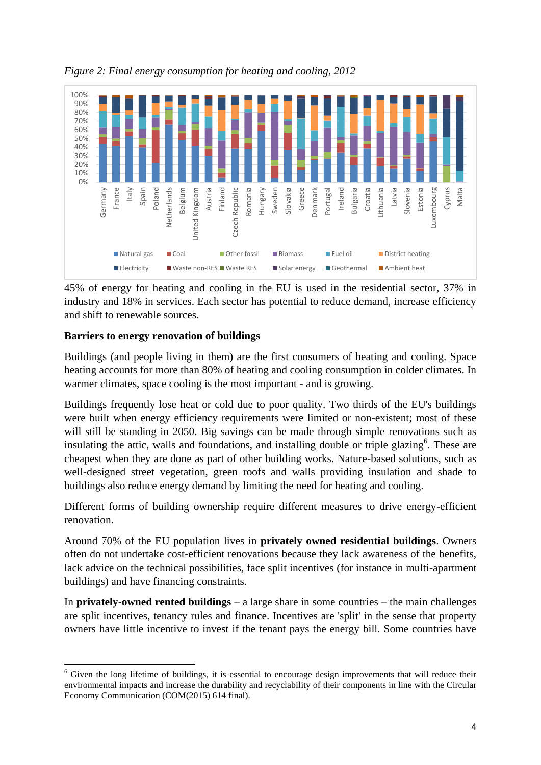*Figure 2: Final energy consumption for heating and cooling, 2012*

45% of energy for heating and cooling in the EU is used in the residential sector, 37% in industry and 18% in services. Each sector has potential to reduce demand, increase efficiency and shift to renewable sources.

**Barriers to energy renovation of buildings**

Buildings (and people living in them) are the first consumers of heating and cooling. Space heating accounts for more than 80% of heating and cooling consumption in colder climates. In warmer climates, space cooling is the most important - and is growing.

Buildings frequently lose heat or cold due to poor quality. Two thirds of the EU's buildings were built when energy efficiency requirements were limited or non-existent; most of these will still be standing in 2050. Big savings can be made through simple renovations such as insulating the attic, walls and foundations, and installing double or triple glazing[6]. These are cheapest when they are done as part of other building works. Nature-based solutions, such as well-designed street vegetation, green roofs and walls providing insulation and shade to buildings also reduce energy demand by limiting the need for heating and cooling.

Different forms of building ownership require different measures to drive energy-efficient renovation.

Around 70% of the EU population lives in **privately owned residential buildings**. Owners often do not undertake cost-efficient renovations because they lack awareness of the benefits, lack advice on the technical possibilities, face split incentives (for instance in multi-apartment buildings) and have financing constraints.

In **privately-owned rented buildings** – a large share in some countries – the main challenges are split incentives, tenancy rules and finance. Incentives are 'split' in the sense that property owners have little incentive to invest if the tenant pays the energy bill. Some countries have

[6] Given the long lifetime of buildings, it is essential to encourage design improvements that will reduce their environmental impacts and increase the durability and recyclability of their components in line with the Circular Economy Communication (COM(2015) 614 final).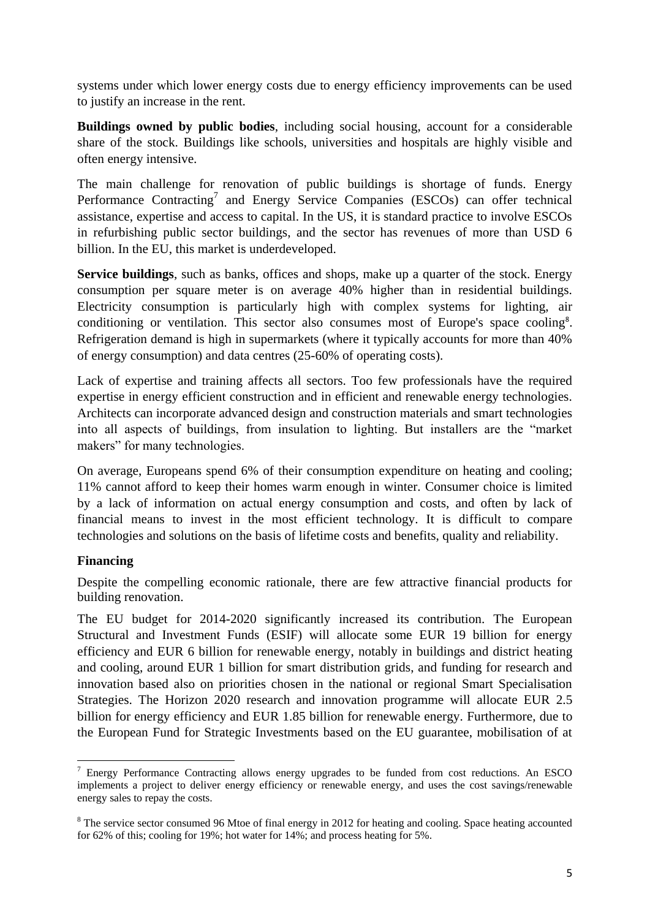systems under which lower energy costs due to energy efficiency improvements can be used to justify an increase in the rent.

**Buildings owned by public bodies**, including social housing, account for a considerable share of the stock. Buildings like schools, universities and hospitals are highly visible and often energy intensive.

The main challenge for renovation of public buildings is shortage of funds. Energy Performance Contracting[7] and Energy Service Companies (ESCOs) can offer technical assistance, expertise and access to capital. In the US, it is standard practice to involve ESCOs in refurbishing public sector buildings, and the sector has revenues of more than USD 6 billion. In the EU, this market is underdeveloped.

**Service buildings**, such as banks, offices and shops, make up a quarter of the stock. Energy consumption per square meter is on average 40% higher than in residential buildings. Electricity consumption is particularly high with complex systems for lighting, air conditioning or ventilation. This sector also consumes most of Europe's space cooling[8]. Refrigeration demand is high in supermarkets (where it typically accounts for more than 40% of energy consumption) and data centres (25-60% of operating costs).

Lack of expertise and training affects all sectors. Too few professionals have the required expertise in energy efficient construction and in efficient and renewable energy technologies. Architects can incorporate advanced design and construction materials and smart technologies into all aspects of buildings, from insulation to lighting. But installers are the "market makers" for many technologies.

On average, Europeans spend 6% of their consumption expenditure on heating and cooling; 11% cannot afford to keep their homes warm enough in winter. Consumer choice is limited by a lack of information on actual energy consumption and costs, and often by lack of financial means to invest in the most efficient technology. It is difficult to compare technologies and solutions on the basis of lifetime costs and benefits, quality and reliability.

**Financing**

Despite the compelling economic rationale, there are few attractive financial products for building renovation.

The EU budget for 2014-2020 significantly increased its contribution. The European Structural and Investment Funds (ESIF) will allocate some EUR 19 billion for energy efficiency and EUR 6 billion for renewable energy, notably in buildings and district heating and cooling, around EUR 1 billion for smart distribution grids, and funding for research and innovation based also on priorities chosen in the national or regional Smart Specialisation Strategies. The Horizon 2020 research and innovation programme will allocate EUR 2.5 billion for energy efficiency and EUR 1.85 billion for renewable energy. Furthermore, due to the European Fund for Strategic Investments based on the EU guarantee, mobilisation of at

[7] Energy Performance Contracting allows energy upgrades to be funded from cost reductions. An ESCO implements a project to deliver energy efficiency or renewable energy, and uses the cost savings/renewable energy sales to repay the costs.

[8] The service sector consumed 96 Mtoe of final energy in 2012 for heating and cooling. Space heating accounted for 62% of this; cooling for 19%; hot water for 14%; and process heating for 5%.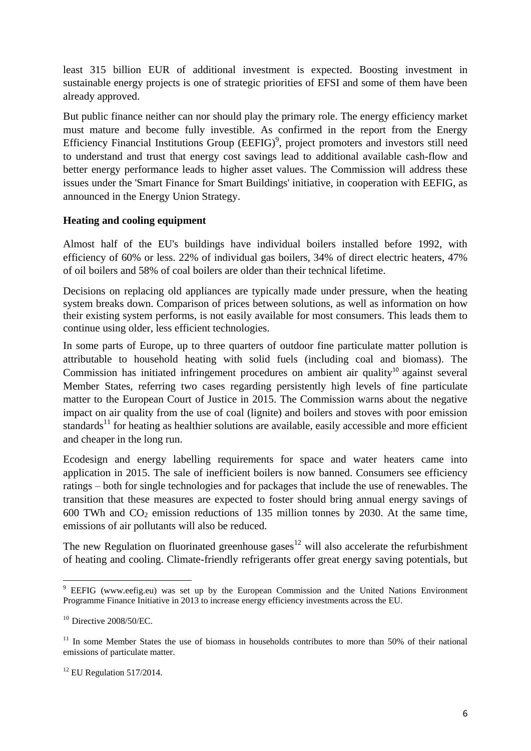least 315 billion EUR of additional investment is expected. Boosting investment in sustainable energy projects is one of strategic priorities of EFSI and some of them have been already approved.

But public finance neither can nor should play the primary role. The energy efficiency market must mature and become fully investible. As confirmed in the report from the Energy Efficiency Financial Institutions Group (EEFIG)[9], project promoters and investors still need to understand and trust that energy cost savings lead to additional available cash-flow and better energy performance leads to higher asset values. The Commission will address these issues under the 'Smart Finance for Smart Buildings' initiative, in cooperation with EEFIG, as announced in the Energy Union Strategy.

**Heating and cooling equipment**

Almost half of the EU's buildings have individual boilers installed before 1992, with efficiency of 60% or less. 22% of individual gas boilers, 34% of direct electric heaters, 47% of oil boilers and 58% of coal boilers are older than their technical lifetime.

Decisions on replacing old appliances are typically made under pressure, when the heating system breaks down. Comparison of prices between solutions, as well as information on how their existing system performs, is not easily available for most consumers. This leads them to continue using older, less efficient technologies.

In some parts of Europe, up to three quarters of outdoor fine particulate matter pollution is attributable to household heating with solid fuels (including coal and biomass). The Commission has initiated infringement procedures on ambient air quality[10] against several Member States, referring two cases regarding persistently high levels of fine particulate matter to the European Court of Justice in 2015. The Commission warns about the negative impact on air quality from the use of coal (lignite) and boilers and stoves with poor emission standards[11] for heating as healthier solutions are available, easily accessible and more efficient and cheaper in the long run.

Ecodesign and energy labelling requirements for space and water heaters came into application in 2015. The sale of inefficient boilers is now banned. Consumers see efficiency ratings – both for single technologies and for packages that include the use of renewables. The transition that these measures are expected to foster should bring annual energy savings of 600 TWh and $CO_2$ emission reductions of 135 million tonnes by 2030. At the same time, emissions of air pollutants will also be reduced.

The new Regulation on fluorinated greenhouse gases[12] will also accelerate the refurbishment of heating and cooling. Climate-friendly refrigerants offer great energy saving potentials, but

---

[9] EEFIG (www.eefig.eu) was set up by the European Commission and the United Nations Environment Programme Finance Initiative in 2013 to increase energy efficiency investments across the EU.

[10] Directive 2008/50/EC.

[11] In some Member States the use of biomass in households contributes to more than 50% of their national emissions of particulate matter.

[12] EU Regulation 517/2014.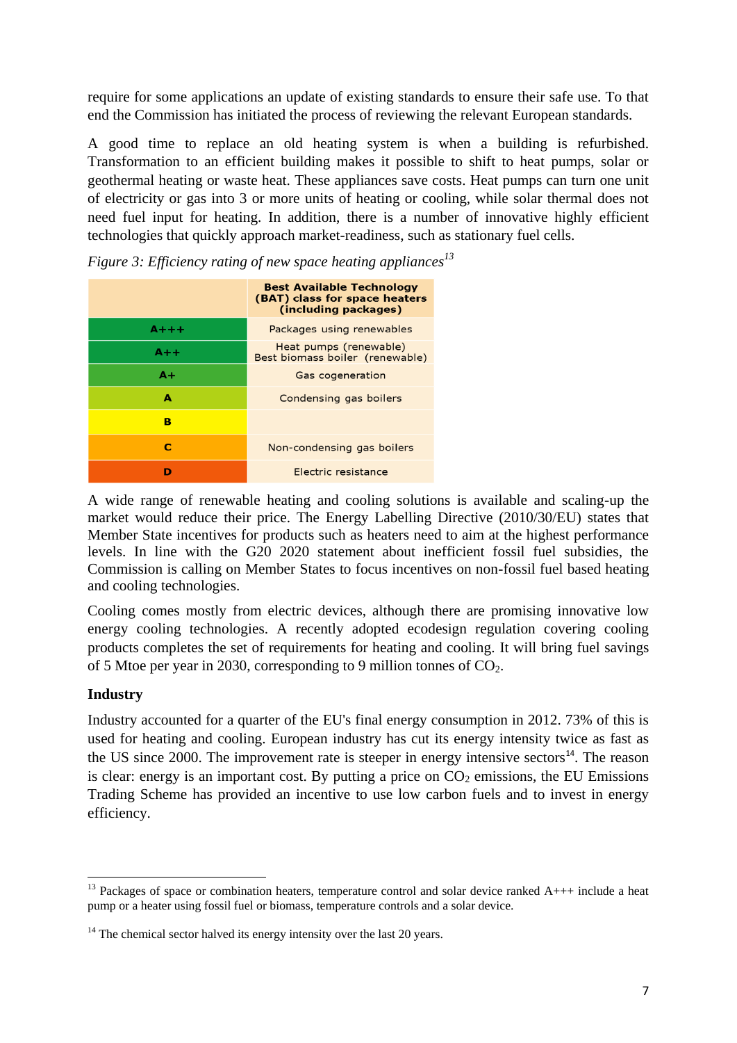require for some applications an update of existing standards to ensure their safe use. To that end the Commission has initiated the process of reviewing the relevant European standards.

A good time to replace an old heating system is when a building is refurbished. Transformation to an efficient building makes it possible to shift to heat pumps, solar or geothermal heating or waste heat. These appliances save costs. Heat pumps can turn one unit of electricity or gas into 3 or more units of heating or cooling, while solar thermal does not need fuel input for heating. In addition, there is a number of innovative highly efficient technologies that quickly approach market-readiness, such as stationary fuel cells.

*Figure 3: Efficiency rating of new space heating appliances*[13]

| | **Best Available Technology (BAT) class for space heaters (including packages)** |
|---|---|
| **A+++** | Packages using renewables |
| **A++** | Heat pumps (renewable) Best biomass boiler (renewable) |
| **A+** | Gas cogeneration |
| **A** | Condensing gas boilers |
| **B** | |
| **C** | Non-condensing gas boilers |
| **D** | Electric resistance |

A wide range of renewable heating and cooling solutions is available and scaling-up the market would reduce their price. The Energy Labelling Directive (2010/30/EU) states that Member State incentives for products such as heaters need to aim at the highest performance levels. In line with the G20 2020 statement about inefficient fossil fuel subsidies, the Commission is calling on Member States to focus incentives on non-fossil fuel based heating and cooling technologies.

Cooling comes mostly from electric devices, although there are promising innovative low energy cooling technologies. A recently adopted ecodesign regulation covering cooling products completes the set of requirements for heating and cooling. It will bring fuel savings of 5 Mtoe per year in 2030, corresponding to 9 million tonnes of $CO_2$.

### Industry

Industry accounted for a quarter of the EU's final energy consumption in 2012. 73% of this is used for heating and cooling. European industry has cut its energy intensity twice as fast as the US since 2000. The improvement rate is steeper in energy intensive sectors[14]. The reason is clear: energy is an important cost. By putting a price on $CO_2$ emissions, the EU Emissions Trading Scheme has provided an incentive to use low carbon fuels and to invest in energy efficiency.

---

[13] Packages of space or combination heaters, temperature control and solar device ranked A+++ include a heat pump or a heater using fossil fuel or biomass, temperature controls and a solar device.

[14] The chemical sector halved its energy intensity over the last 20 years.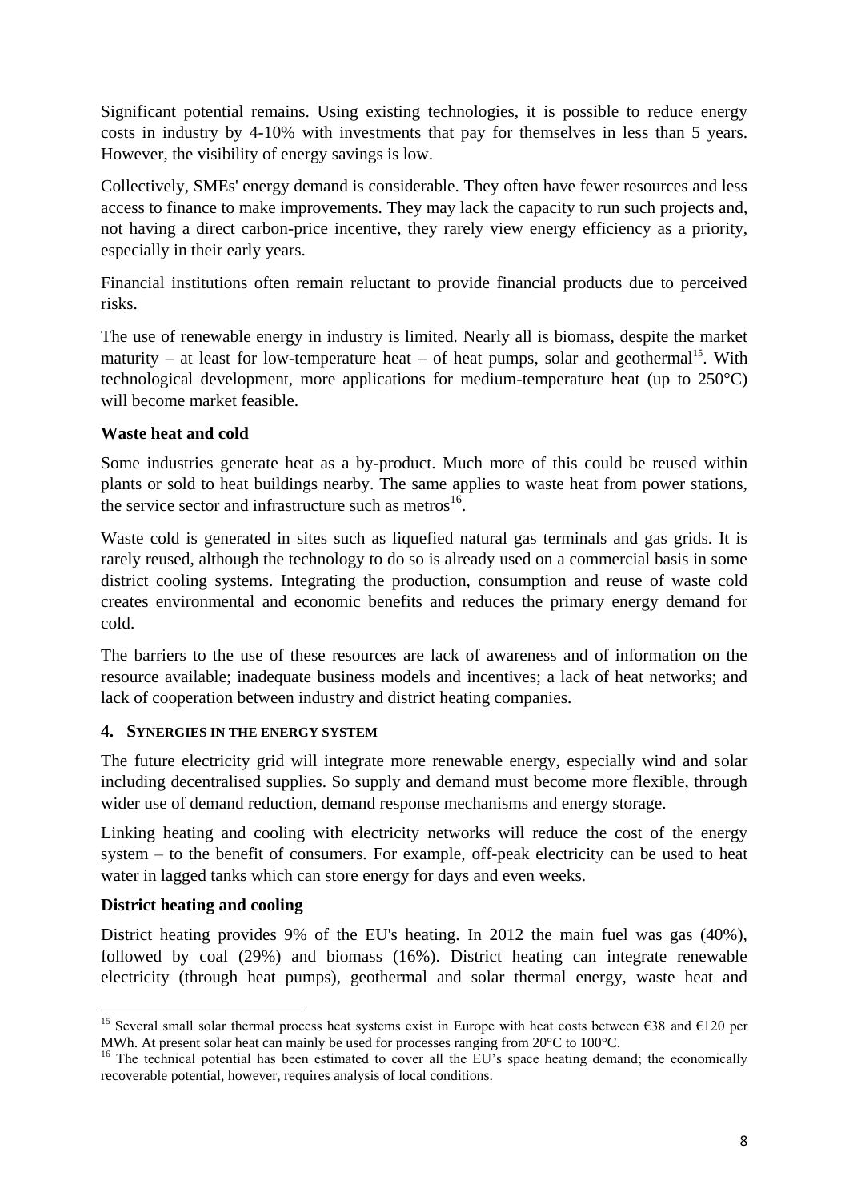Significant potential remains. Using existing technologies, it is possible to reduce energy costs in industry by 4-10% with investments that pay for themselves in less than 5 years. However, the visibility of energy savings is low.

Collectively, SMEs' energy demand is considerable. They often have fewer resources and less access to finance to make improvements. They may lack the capacity to run such projects and, not having a direct carbon-price incentive, they rarely view energy efficiency as a priority, especially in their early years.

Financial institutions often remain reluctant to provide financial products due to perceived risks.

The use of renewable energy in industry is limited. Nearly all is biomass, despite the market maturity – at least for low-temperature heat – of heat pumps, solar and geothermal[15]. With technological development, more applications for medium-temperature heat (up to 250°C) will become market feasible.

**Waste heat and cold**

Some industries generate heat as a by-product. Much more of this could be reused within plants or sold to heat buildings nearby. The same applies to waste heat from power stations, the service sector and infrastructure such as metros[16].

Waste cold is generated in sites such as liquefied natural gas terminals and gas grids. It is rarely reused, although the technology to do so is already used on a commercial basis in some district cooling systems. Integrating the production, consumption and reuse of waste cold creates environmental and economic benefits and reduces the primary energy demand for cold.

The barriers to the use of these resources are lack of awareness and of information on the resource available; inadequate business models and incentives; a lack of heat networks; and lack of cooperation between industry and district heating companies.

## 4. SYNERGIES IN THE ENERGY SYSTEM

The future electricity grid will integrate more renewable energy, especially wind and solar including decentralised supplies. So supply and demand must become more flexible, through wider use of demand reduction, demand response mechanisms and energy storage.

Linking heating and cooling with electricity networks will reduce the cost of the energy system – to the benefit of consumers. For example, off-peak electricity can be used to heat water in lagged tanks which can store energy for days and even weeks.

**District heating and cooling**

District heating provides 9% of the EU's heating. In 2012 the main fuel was gas (40%), followed by coal (29%) and biomass (16%). District heating can integrate renewable electricity (through heat pumps), geothermal and solar thermal energy, waste heat and

---

[15] Several small solar thermal process heat systems exist in Europe with heat costs between €38 and €120 per MWh. At present solar heat can mainly be used for processes ranging from 20°C to 100°C.

[16] The technical potential has been estimated to cover all the EU's space heating demand; the economically recoverable potential, however, requires analysis of local conditions.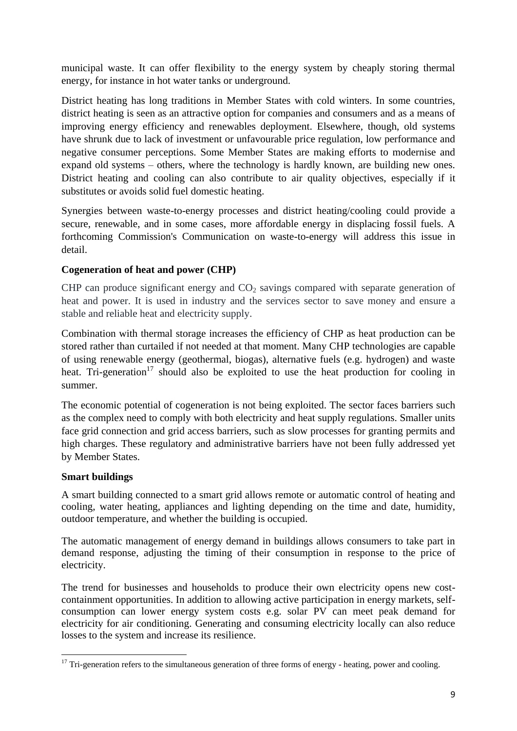municipal waste. It can offer flexibility to the energy system by cheaply storing thermal energy, for instance in hot water tanks or underground.

District heating has long traditions in Member States with cold winters. In some countries, district heating is seen as an attractive option for companies and consumers and as a means of improving energy efficiency and renewables deployment. Elsewhere, though, old systems have shrunk due to lack of investment or unfavourable price regulation, low performance and negative consumer perceptions. Some Member States are making efforts to modernise and expand old systems – others, where the technology is hardly known, are building new ones. District heating and cooling can also contribute to air quality objectives, especially if it substitutes or avoids solid fuel domestic heating.

Synergies between waste-to-energy processes and district heating/cooling could provide a secure, renewable, and in some cases, more affordable energy in displacing fossil fuels. A forthcoming Commission's Communication on waste-to-energy will address this issue in detail.

**Cogeneration of heat and power (CHP)**

CHP can produce significant energy and $CO_2$ savings compared with separate generation of heat and power. It is used in industry and the services sector to save money and ensure a stable and reliable heat and electricity supply.

Combination with thermal storage increases the efficiency of CHP as heat production can be stored rather than curtailed if not needed at that moment. Many CHP technologies are capable of using renewable energy (geothermal, biogas), alternative fuels (e.g. hydrogen) and waste heat. Tri-generation[17] should also be exploited to use the heat production for cooling in summer.

The economic potential of cogeneration is not being exploited. The sector faces barriers such as the complex need to comply with both electricity and heat supply regulations. Smaller units face grid connection and grid access barriers, such as slow processes for granting permits and high charges. These regulatory and administrative barriers have not been fully addressed yet by Member States.

**Smart buildings**

A smart building connected to a smart grid allows remote or automatic control of heating and cooling, water heating, appliances and lighting depending on the time and date, humidity, outdoor temperature, and whether the building is occupied.

The automatic management of energy demand in buildings allows consumers to take part in demand response, adjusting the timing of their consumption in response to the price of electricity.

The trend for businesses and households to produce their own electricity opens new cost-containment opportunities. In addition to allowing active participation in energy markets, self-consumption can lower energy system costs e.g. solar PV can meet peak demand for electricity for air conditioning. Generating and consuming electricity locally can also reduce losses to the system and increase its resilience.

[17] Tri-generation refers to the simultaneous generation of three forms of energy - heating, power and cooling.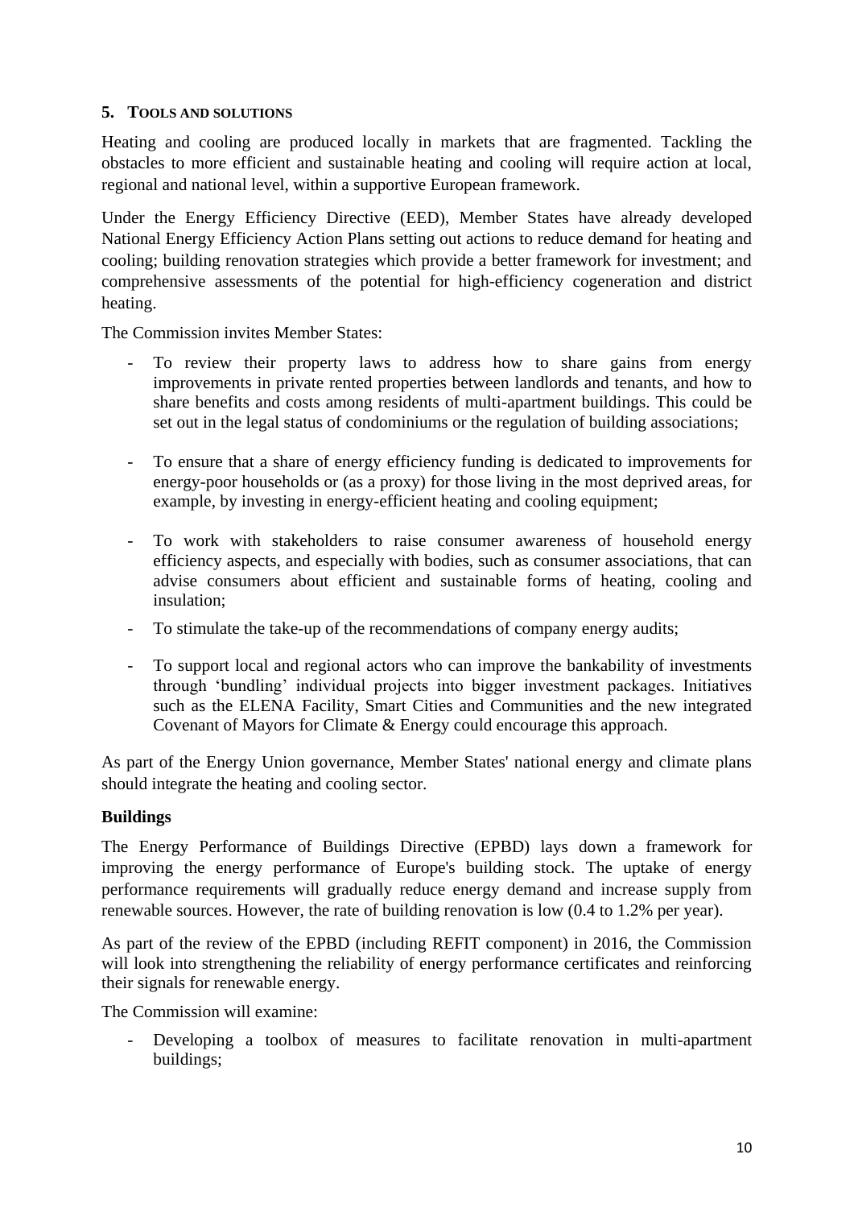## 5. TOOLS AND SOLUTIONS

Heating and cooling are produced locally in markets that are fragmented. Tackling the obstacles to more efficient and sustainable heating and cooling will require action at local, regional and national level, within a supportive European framework.

Under the Energy Efficiency Directive (EED), Member States have already developed National Energy Efficiency Action Plans setting out actions to reduce demand for heating and cooling; building renovation strategies which provide a better framework for investment; and comprehensive assessments of the potential for high-efficiency cogeneration and district heating.

The Commission invites Member States:

- To review their property laws to address how to share gains from energy improvements in private rented properties between landlords and tenants, and how to share benefits and costs among residents of multi-apartment buildings. This could be set out in the legal status of condominiums or the regulation of building associations;
- To ensure that a share of energy efficiency funding is dedicated to improvements for energy-poor households or (as a proxy) for those living in the most deprived areas, for example, by investing in energy-efficient heating and cooling equipment;
- To work with stakeholders to raise consumer awareness of household energy efficiency aspects, and especially with bodies, such as consumer associations, that can advise consumers about efficient and sustainable forms of heating, cooling and insulation;
- To stimulate the take-up of the recommendations of company energy audits;
- To support local and regional actors who can improve the bankability of investments through 'bundling' individual projects into bigger investment packages. Initiatives such as the ELENA Facility, Smart Cities and Communities and the new integrated Covenant of Mayors for Climate & Energy could encourage this approach.

As part of the Energy Union governance, Member States' national energy and climate plans should integrate the heating and cooling sector.

**Buildings**

The Energy Performance of Buildings Directive (EPBD) lays down a framework for improving the energy performance of Europe's building stock. The uptake of energy performance requirements will gradually reduce energy demand and increase supply from renewable sources. However, the rate of building renovation is low (0.4 to 1.2% per year).

As part of the review of the EPBD (including REFIT component) in 2016, the Commission will look into strengthening the reliability of energy performance certificates and reinforcing their signals for renewable energy.

The Commission will examine:

- Developing a toolbox of measures to facilitate renovation in multi-apartment buildings;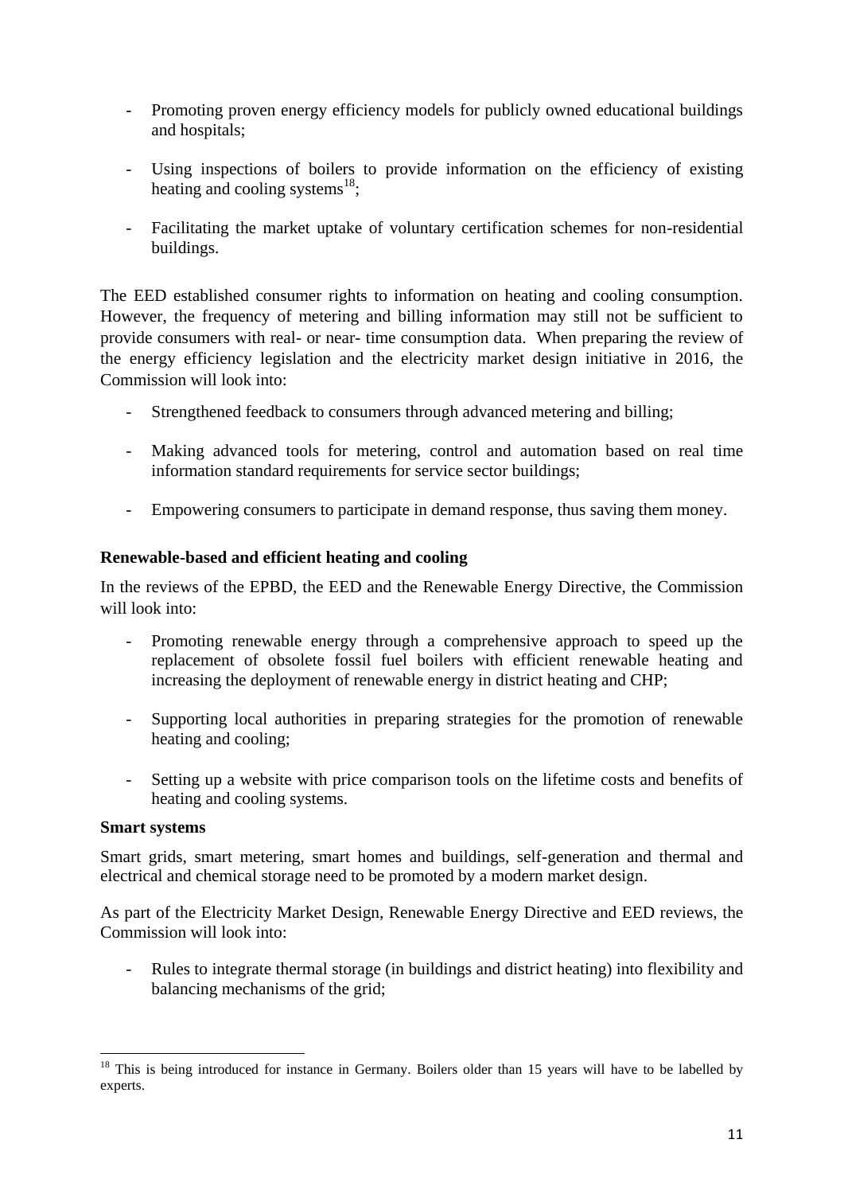- Promoting proven energy efficiency models for publicly owned educational buildings and hospitals;

- Using inspections of boilers to provide information on the efficiency of existing heating and cooling systems[18];

- Facilitating the market uptake of voluntary certification schemes for non-residential buildings.

The EED established consumer rights to information on heating and cooling consumption. However, the frequency of metering and billing information may still not be sufficient to provide consumers with real- or near- time consumption data. When preparing the review of the energy efficiency legislation and the electricity market design initiative in 2016, the Commission will look into:

- Strengthened feedback to consumers through advanced metering and billing;

- Making advanced tools for metering, control and automation based on real time information standard requirements for service sector buildings;

- Empowering consumers to participate in demand response, thus saving them money.

**Renewable-based and efficient heating and cooling**

In the reviews of the EPBD, the EED and the Renewable Energy Directive, the Commission will look into:

- Promoting renewable energy through a comprehensive approach to speed up the replacement of obsolete fossil fuel boilers with efficient renewable heating and increasing the deployment of renewable energy in district heating and CHP;

- Supporting local authorities in preparing strategies for the promotion of renewable heating and cooling;

- Setting up a website with price comparison tools on the lifetime costs and benefits of heating and cooling systems.

**Smart systems**

Smart grids, smart metering, smart homes and buildings, self-generation and thermal and electrical and chemical storage need to be promoted by a modern market design.

As part of the Electricity Market Design, Renewable Energy Directive and EED reviews, the Commission will look into:

- Rules to integrate thermal storage (in buildings and district heating) into flexibility and balancing mechanisms of the grid;

[18] This is being introduced for instance in Germany. Boilers older than 15 years will have to be labelled by experts.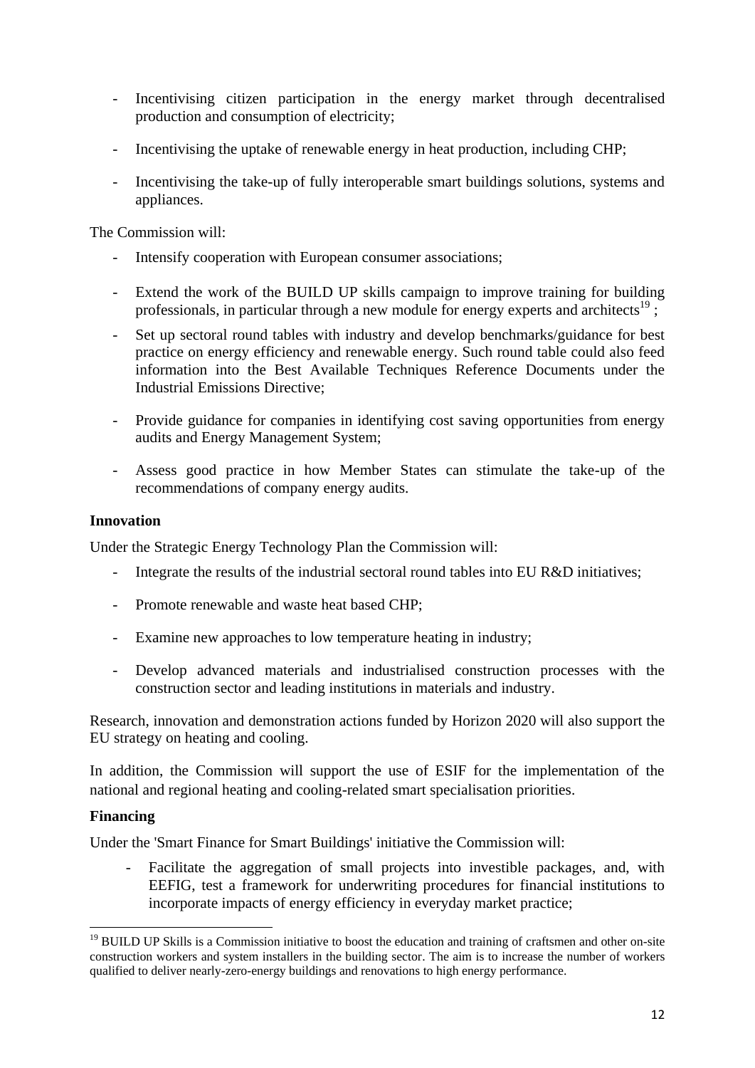- Incentivising citizen participation in the energy market through decentralised production and consumption of electricity;
- Incentivising the uptake of renewable energy in heat production, including CHP;
- Incentivising the take-up of fully interoperable smart buildings solutions, systems and appliances.

The Commission will:

- Intensify cooperation with European consumer associations;
- Extend the work of the BUILD UP skills campaign to improve training for building professionals, in particular through a new module for energy experts and architects[19] ;
- Set up sectoral round tables with industry and develop benchmarks/guidance for best practice on energy efficiency and renewable energy. Such round table could also feed information into the Best Available Techniques Reference Documents under the Industrial Emissions Directive;
- Provide guidance for companies in identifying cost saving opportunities from energy audits and Energy Management System;
- Assess good practice in how Member States can stimulate the take-up of the recommendations of company energy audits.

**Innovation**

Under the Strategic Energy Technology Plan the Commission will:

- Integrate the results of the industrial sectoral round tables into EU R&D initiatives;
- Promote renewable and waste heat based CHP;
- Examine new approaches to low temperature heating in industry;
- Develop advanced materials and industrialised construction processes with the construction sector and leading institutions in materials and industry.

Research, innovation and demonstration actions funded by Horizon 2020 will also support the EU strategy on heating and cooling.

In addition, the Commission will support the use of ESIF for the implementation of the national and regional heating and cooling-related smart specialisation priorities.

**Financing**

Under the 'Smart Finance for Smart Buildings' initiative the Commission will:

- Facilitate the aggregation of small projects into investible packages, and, with EEFIG, test a framework for underwriting procedures for financial institutions to incorporate impacts of energy efficiency in everyday market practice;

---

[19] BUILD UP Skills is a Commission initiative to boost the education and training of craftsmen and other on-site construction workers and system installers in the building sector. The aim is to increase the number of workers qualified to deliver nearly-zero-energy buildings and renovations to high energy performance.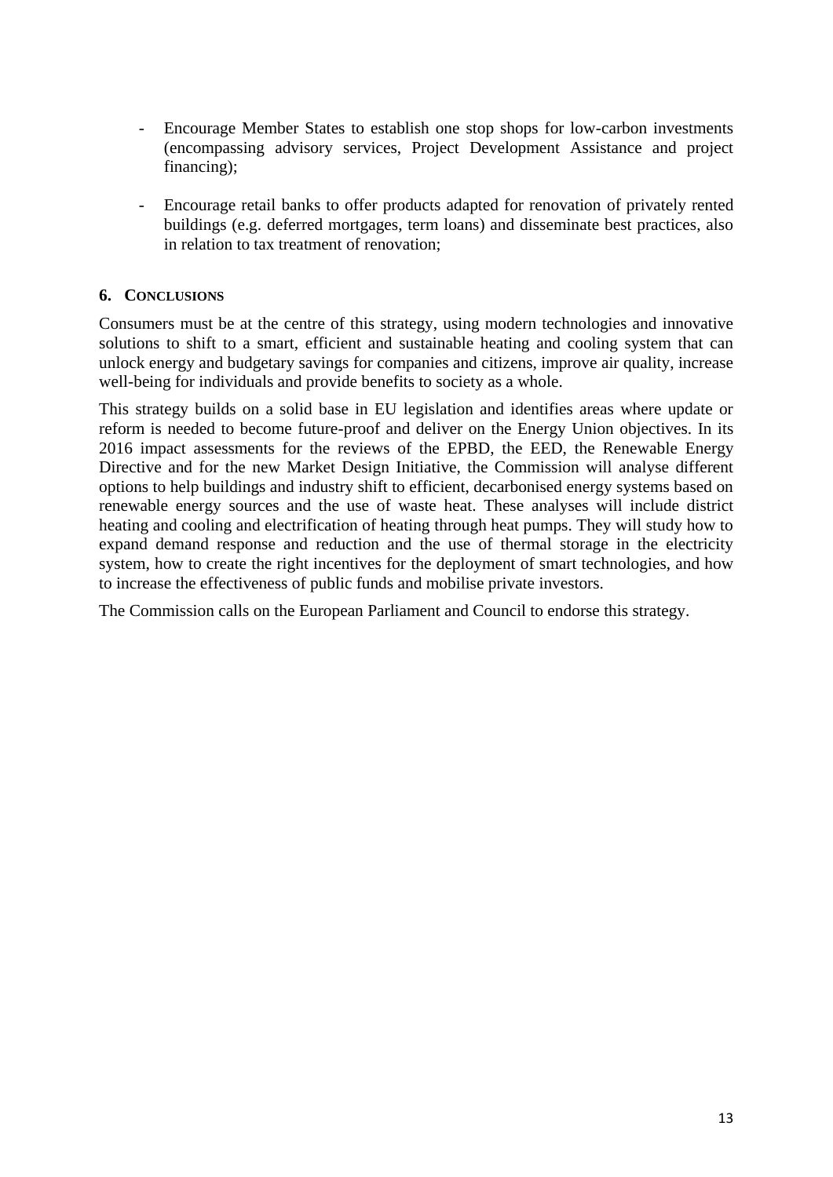- Encourage Member States to establish one stop shops for low-carbon investments (encompassing advisory services, Project Development Assistance and project financing);

- Encourage retail banks to offer products adapted for renovation of privately rented buildings (e.g. deferred mortgages, term loans) and disseminate best practices, also in relation to tax treatment of renovation;

## 6. CONCLUSIONS

Consumers must be at the centre of this strategy, using modern technologies and innovative solutions to shift to a smart, efficient and sustainable heating and cooling system that can unlock energy and budgetary savings for companies and citizens, improve air quality, increase well-being for individuals and provide benefits to society as a whole.

This strategy builds on a solid base in EU legislation and identifies areas where update or reform is needed to become future-proof and deliver on the Energy Union objectives. In its 2016 impact assessments for the reviews of the EPBD, the EED, the Renewable Energy Directive and for the new Market Design Initiative, the Commission will analyse different options to help buildings and industry shift to efficient, decarbonised energy systems based on renewable energy sources and the use of waste heat. These analyses will include district heating and cooling and electrification of heating through heat pumps. They will study how to expand demand response and reduction and the use of thermal storage in the electricity system, how to create the right incentives for the deployment of smart technologies, and how to increase the effectiveness of public funds and mobilise private investors.

The Commission calls on the European Parliament and Council to endorse this strategy.